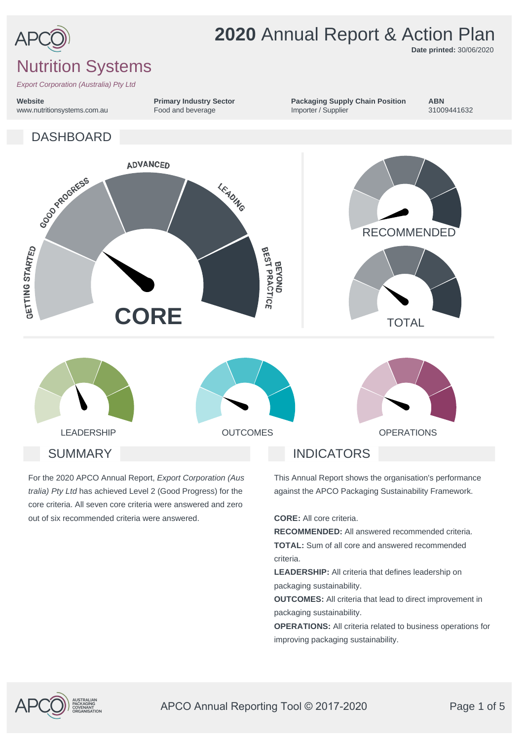# 2020 Annual Report & Action Plan

**Date printed:** 30/06/2020

## Nutrition Systems

*Export Corporation (Australia) Pty Ltd*

| Website | Primary Industry Sector | Packaging Supply Chain Position | ABN |
|---|---|---|---|
| www.nutritionsystems.com.au | Food and beverage | Importer / Supplier | 31009441632 |

## DASHBOARD

GETTING STARTED | GOOD PROGRESS | ADVANCED | LEADING | BEYOND BEST PRACTICE

CORE

RECOMMENDED

TOTAL

LEADERSHIP

OUTCOMES

OPERATIONS

## SUMMARY

For the 2020 APCO Annual Report, *Export Corporation (Australia) Pty Ltd* has achieved Level 2 (Good Progress) for the core criteria. All seven core criteria were answered and zero out of six recommended criteria were answered.

## INDICATORS

This Annual Report shows the organisation's performance against the APCO Packaging Sustainability Framework.

**CORE:** All core criteria.
**RECOMMENDED:** All answered recommended criteria.
**TOTAL:** Sum of all core and answered recommended criteria.
**LEADERSHIP:** All criteria that defines leadership on packaging sustainability.
**OUTCOMES:** All criteria that lead to direct improvement in packaging sustainability.
**OPERATIONS:** All criteria related to business operations for improving packaging sustainability.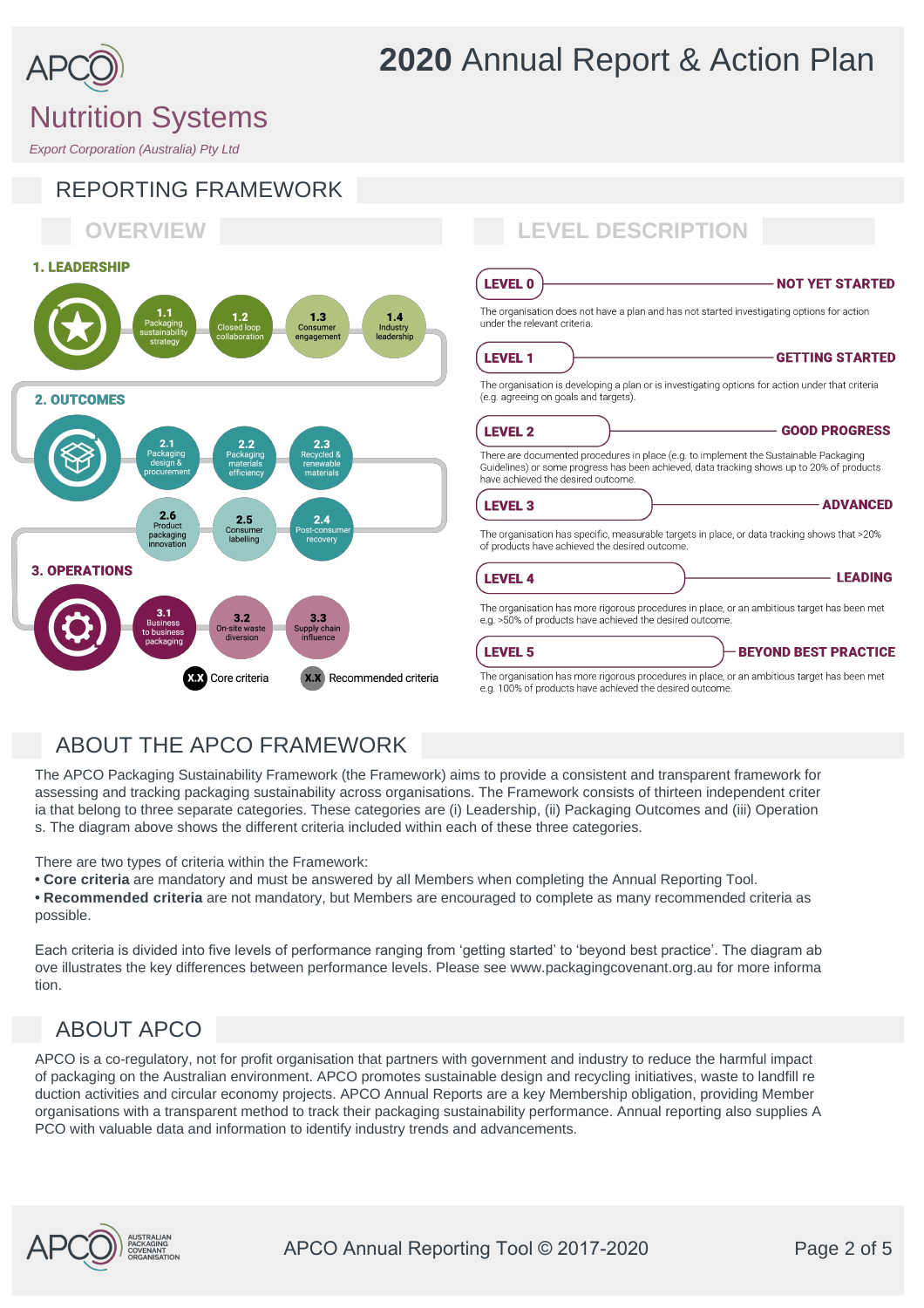# 2020 Annual Report & Action Plan

# Nutrition Systems

*Export Corporation (Australia) Pty Ltd*

## REPORTING FRAMEWORK

### OVERVIEW

**1. LEADERSHIP**

- 1.1 Packaging sustainability strategy
- 1.2 Closed loop collaboration
- 1.3 Consumer engagement
- 1.4 Industry leadership

**2. OUTCOMES**

- 2.1 Packaging design & procurement
- 2.2 Packaging materials efficiency
- 2.3 Recycled & renewable materials
- 2.4 Post-consumer recovery
- 2.5 Consumer labelling
- 2.6 Product packaging innovation

**3. OPERATIONS**

- 3.1 Business to business packaging
- 3.2 On-site waste diversion
- 3.3 Supply chain influence

X.X Core criteria | X.X Recommended criteria

### LEVEL DESCRIPTION

**LEVEL 0 — NOT YET STARTED**

The organisation does not have a plan and has not started investigating options for action under the relevant criteria.

**LEVEL 1 — GETTING STARTED**

The organisation is developing a plan or is investigating options for action under that criteria (e.g. agreeing on goals and targets).

**LEVEL 2 — GOOD PROGRESS**

There are documented procedures in place (e.g. to implement the Sustainable Packaging Guidelines) or some progress has been achieved, data tracking shows up to 20% of products have achieved the desired outcome.

**LEVEL 3 — ADVANCED**

The organisation has specific, measurable targets in place, or data tracking shows that >20% of products have achieved the desired outcome.

**LEVEL 4 — LEADING**

The organisation has more rigorous procedures in place, or an ambitious target has been met e.g. >50% of products have achieved the desired outcome.

**LEVEL 5 — BEYOND BEST PRACTICE**

The organisation has more rigorous procedures in place, or an ambitious target has been met e.g. 100% of products have achieved the desired outcome.

## ABOUT THE APCO FRAMEWORK

The APCO Packaging Sustainability Framework (the Framework) aims to provide a consistent and transparent framework for assessing and tracking packaging sustainability across organisations. The Framework consists of thirteen independent criteria that belong to three separate categories. These categories are (i) Leadership, (ii) Packaging Outcomes and (iii) Operations. The diagram above shows the different criteria included within each of these three categories.

There are two types of criteria within the Framework:

- **Core criteria** are mandatory and must be answered by all Members when completing the Annual Reporting Tool.
- **Recommended criteria** are not mandatory, but Members are encouraged to complete as many recommended criteria as possible.

Each criteria is divided into five levels of performance ranging from 'getting started' to 'beyond best practice'. The diagram above illustrates the key differences between performance levels. Please see www.packagingcovenant.org.au for more information.

## ABOUT APCO

APCO is a co-regulatory, not for profit organisation that partners with government and industry to reduce the harmful impact of packaging on the Australian environment. APCO promotes sustainable design and recycling initiatives, waste to landfill reduction activities and circular economy projects. APCO Annual Reports are a key Membership obligation, providing Member organisations with a transparent method to track their packaging sustainability performance. Annual reporting also supplies APCO with valuable data and information to identify industry trends and advancements.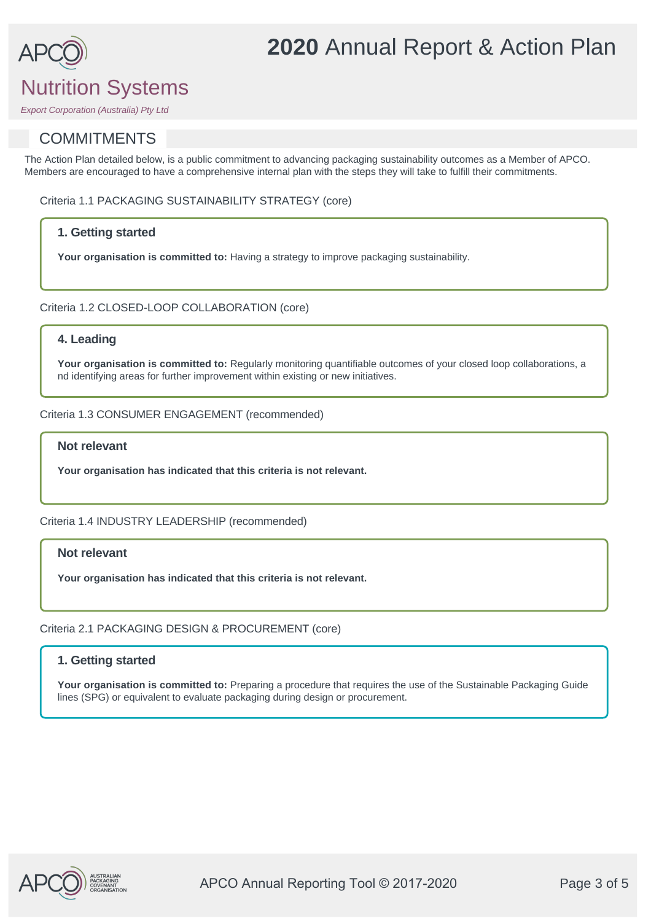# 2020 Annual Report & Action Plan

## Nutrition Systems

*Export Corporation (Australia) Pty Ltd*

## COMMITMENTS

The Action Plan detailed below, is a public commitment to advancing packaging sustainability outcomes as a Member of APCO. Members are encouraged to have a comprehensive internal plan with the steps they will take to fulfill their commitments.

Criteria 1.1 PACKAGING SUSTAINABILITY STRATEGY (core)

### 1. Getting started

**Your organisation is committed to:** Having a strategy to improve packaging sustainability.

Criteria 1.2 CLOSED-LOOP COLLABORATION (core)

### 4. Leading

**Your organisation is committed to:** Regularly monitoring quantifiable outcomes of your closed loop collaborations, and identifying areas for further improvement within existing or new initiatives.

Criteria 1.3 CONSUMER ENGAGEMENT (recommended)

### Not relevant

**Your organisation has indicated that this criteria is not relevant.**

Criteria 1.4 INDUSTRY LEADERSHIP (recommended)

### Not relevant

**Your organisation has indicated that this criteria is not relevant.**

Criteria 2.1 PACKAGING DESIGN & PROCUREMENT (core)

### 1. Getting started

**Your organisation is committed to:** Preparing a procedure that requires the use of the Sustainable Packaging Guidelines (SPG) or equivalent to evaluate packaging during design or procurement.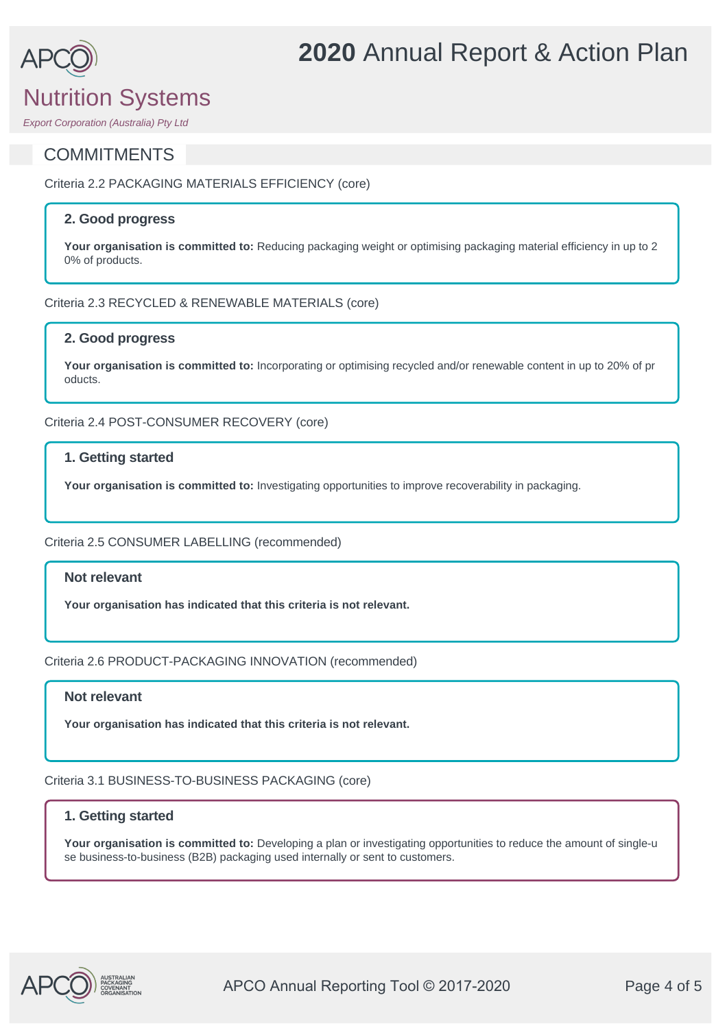# Nutrition Systems

*Export Corporation (Australia) Pty Ltd*

## COMMITMENTS

Criteria 2.2 PACKAGING MATERIALS EFFICIENCY (core)

**2. Good progress**

**Your organisation is committed to:** Reducing packaging weight or optimising packaging material efficiency in up to 20% of products.

Criteria 2.3 RECYCLED & RENEWABLE MATERIALS (core)

**2. Good progress**

**Your organisation is committed to:** Incorporating or optimising recycled and/or renewable content in up to 20% of products.

Criteria 2.4 POST-CONSUMER RECOVERY (core)

**1. Getting started**

**Your organisation is committed to:** Investigating opportunities to improve recoverability in packaging.

Criteria 2.5 CONSUMER LABELLING (recommended)

**Not relevant**

**Your organisation has indicated that this criteria is not relevant.**

Criteria 2.6 PRODUCT-PACKAGING INNOVATION (recommended)

**Not relevant**

**Your organisation has indicated that this criteria is not relevant.**

Criteria 3.1 BUSINESS-TO-BUSINESS PACKAGING (core)

**1. Getting started**

**Your organisation is committed to:** Developing a plan or investigating opportunities to reduce the amount of single-use business-to-business (B2B) packaging used internally or sent to customers.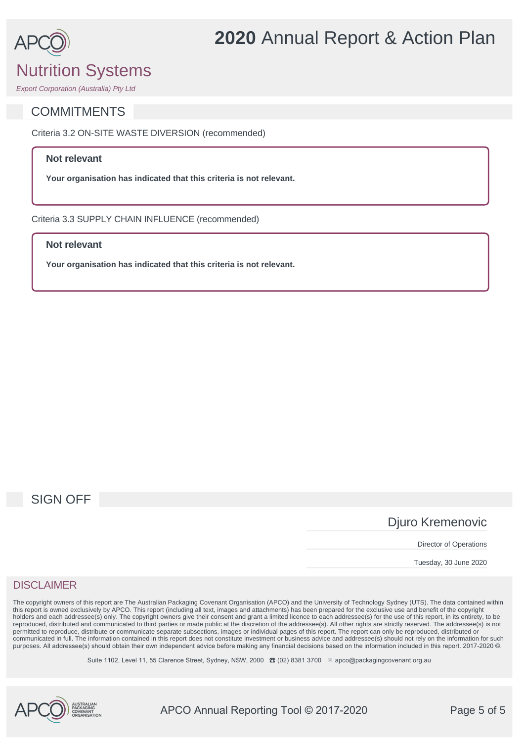# 2020 Annual Report & Action Plan

## Nutrition Systems

*Export Corporation (Australia) Pty Ltd*

## COMMITMENTS

Criteria 3.2 ON-SITE WASTE DIVERSION (recommended)

**Not relevant**

**Your organisation has indicated that this criteria is not relevant.**

Criteria 3.3 SUPPLY CHAIN INFLUENCE (recommended)

**Not relevant**

**Your organisation has indicated that this criteria is not relevant.**

## SIGN OFF

Djuro Kremenovic

Director of Operations

Tuesday, 30 June 2020

## DISCLAIMER

The copyright owners of this report are The Australian Packaging Covenant Organisation (APCO) and the University of Technology Sydney (UTS). The data contained within this report is owned exclusively by APCO. This report (including all text, images and attachments) has been prepared for the exclusive use and benefit of the copyright holders and each addressee(s) only. The copyright owners give their consent and grant a limited licence to each addressee(s) for the use of this report, in its entirety, to be reproduced, distributed and communicated to third parties or made public at the discretion of the addressee(s). All other rights are strictly reserved. The addressee(s) is not permitted to reproduce, distribute or communicate separate subsections, images or individual pages of this report. The report can only be reproduced, distributed or communicated in full. The information contained in this report does not constitute investment or business advice and addressee(s) should not rely on the information for such purposes. All addressee(s) should obtain their own independent advice before making any financial decisions based on the information included in this report. 2017-2020 ©.

Suite 1102, Level 11, 55 Clarence Street, Sydney, NSW, 2000 ☎ (02) 8381 3700 ✉ apco@packagingcovenant.org.au